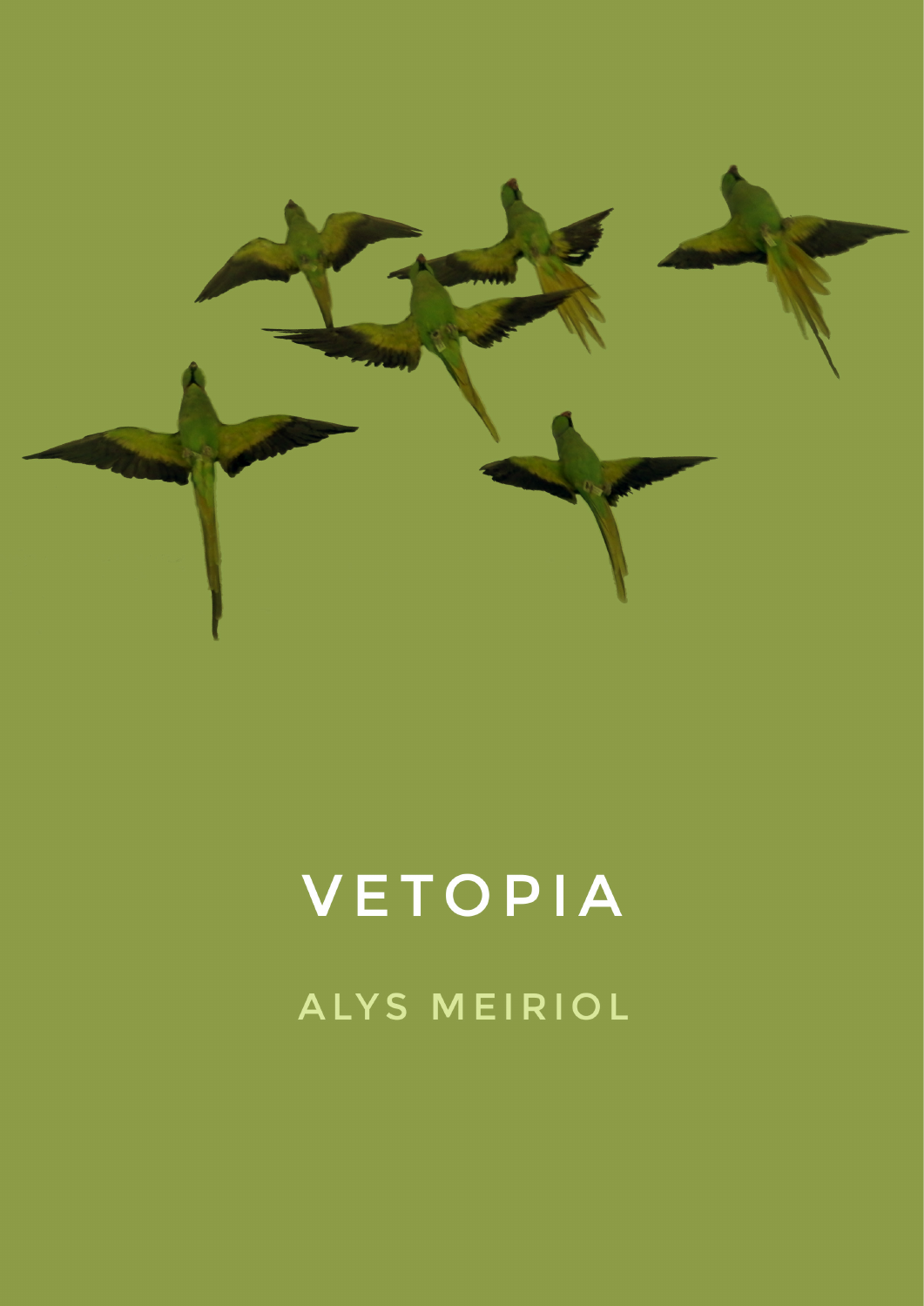# VETOPIA

ALYS MEIRIOL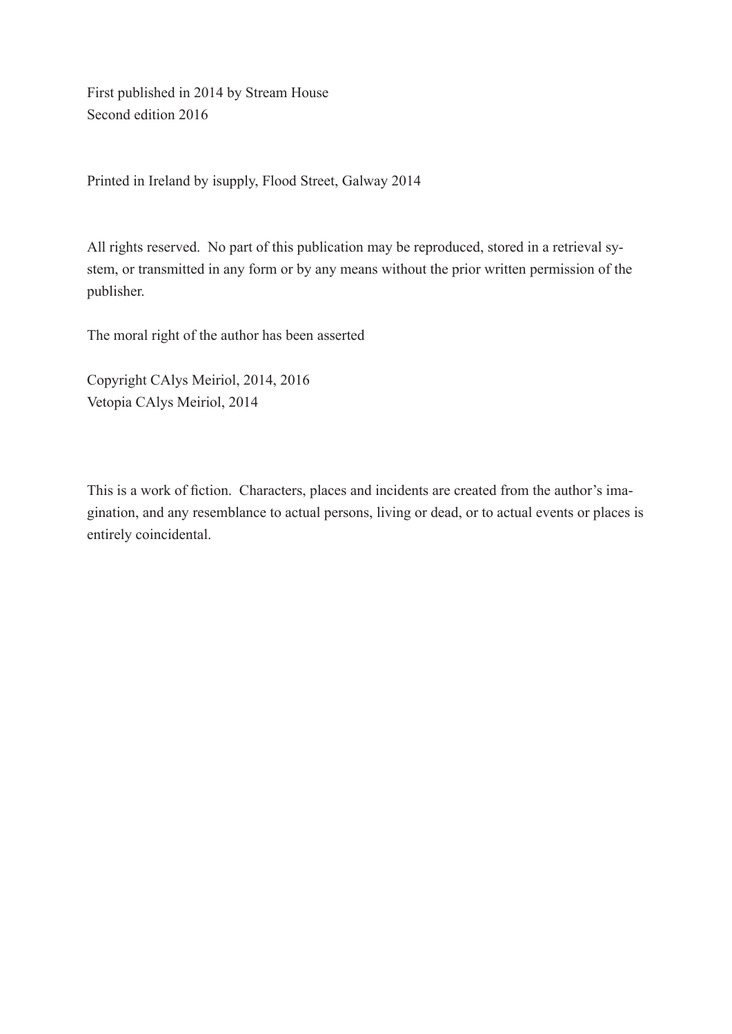First published in 2014 by Stream House
Second edition 2016

Printed in Ireland by isupply, Flood Street, Galway 2014

All rights reserved. No part of this publication may be reproduced, stored in a retrieval system, or transmitted in any form or by any means without the prior written permission of the publisher.

The moral right of the author has been asserted

Copyright CAlys Meiriol, 2014, 2016
Vetopia CAlys Meiriol, 2014

This is a work of fiction. Characters, places and incidents are created from the author's imagination, and any resemblance to actual persons, living or dead, or to actual events or places is entirely coincidental.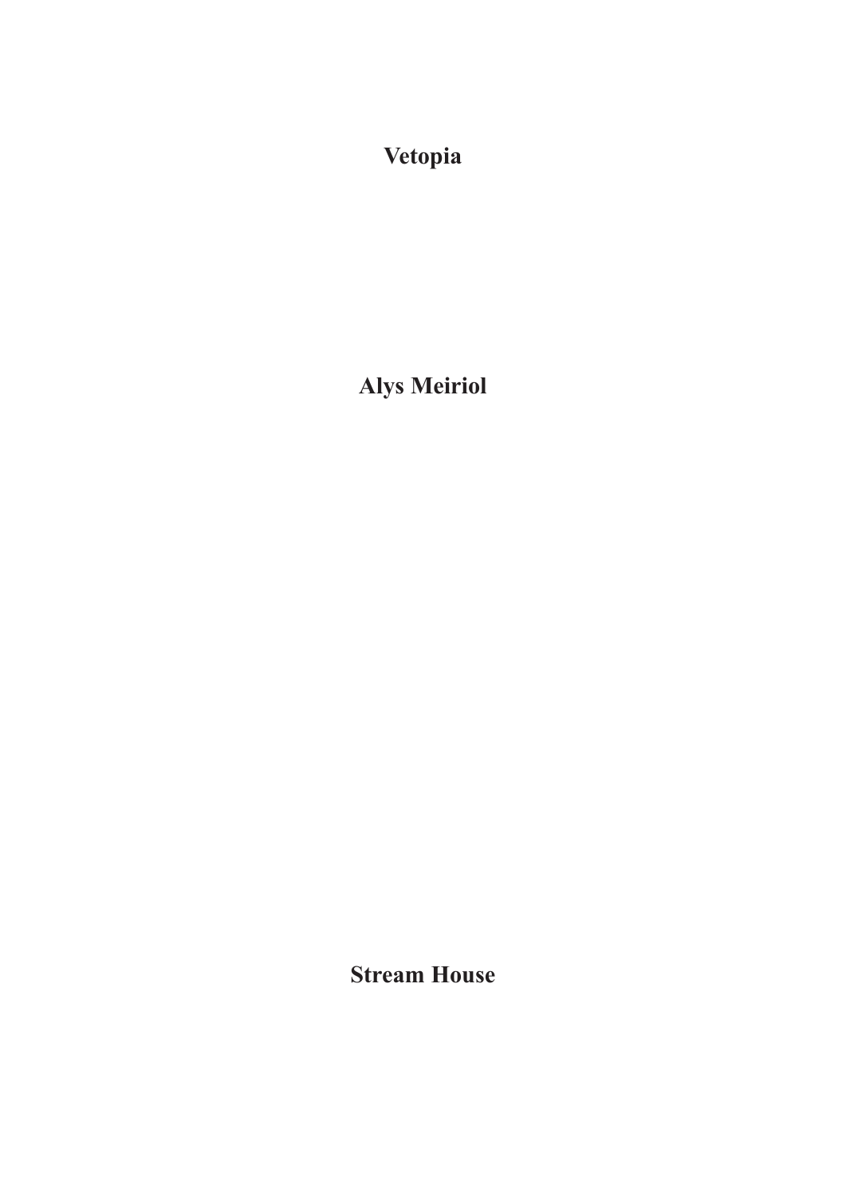# Vetopia

## Alys Meiriol

**Stream House**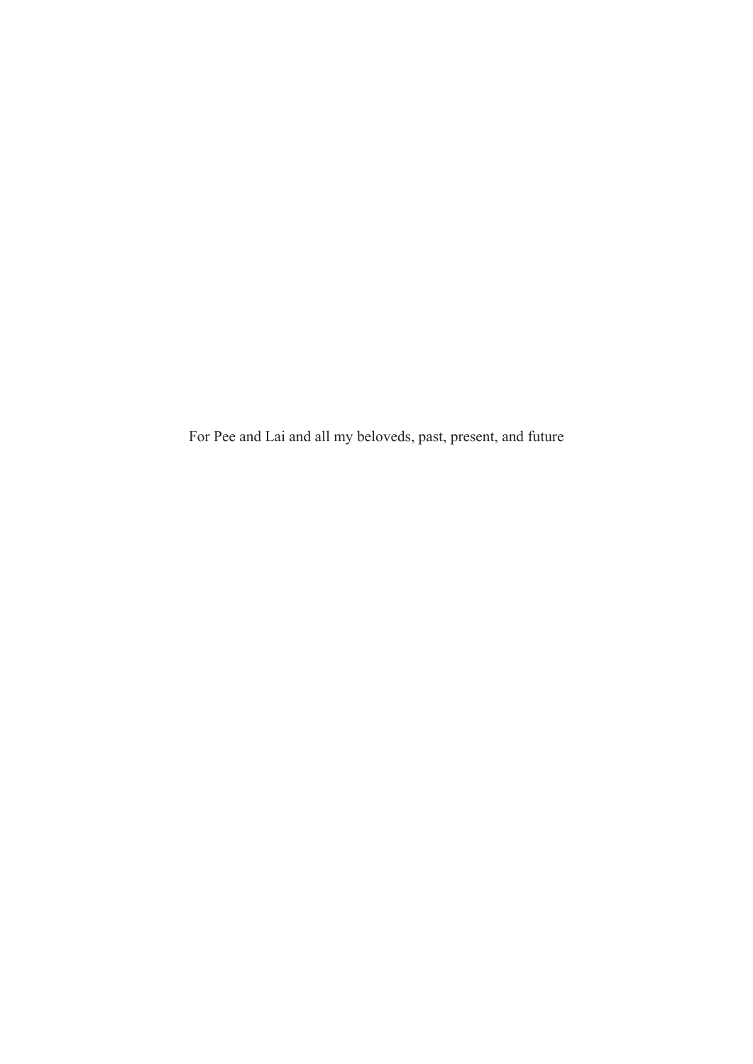For Pee and Lai and all my beloveds, past, present, and future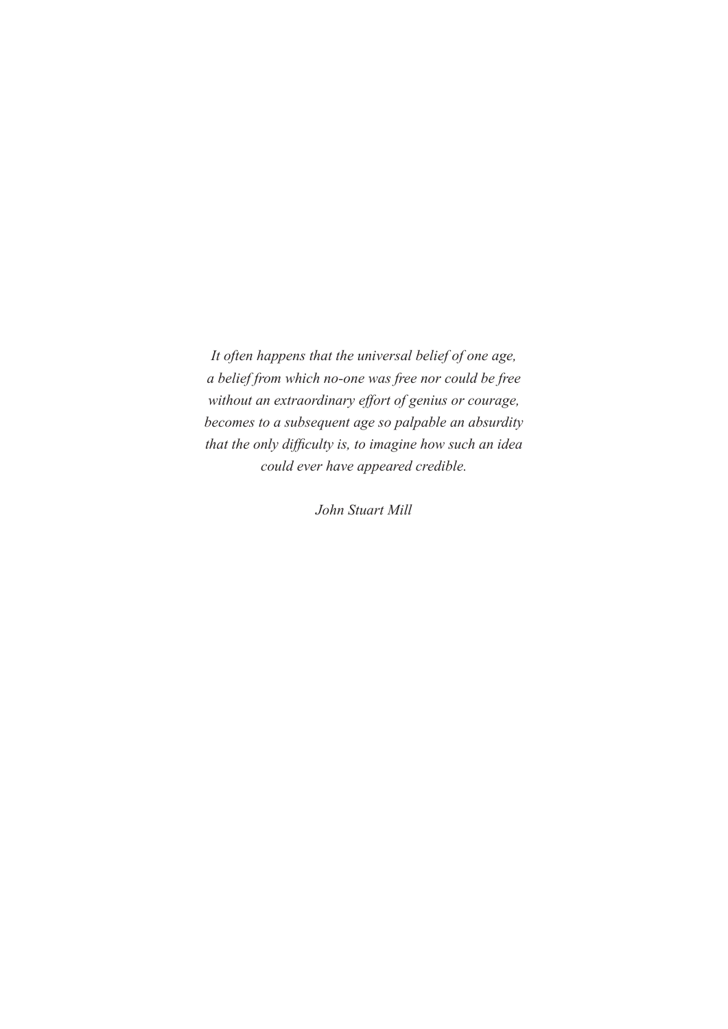*It often happens that the universal belief of one age,
a belief from which no-one was free nor could be free
without an extraordinary effort of genius or courage,
becomes to a subsequent age so palpable an absurdity
that the only difficulty is, to imagine how such an idea
could ever have appeared credible.*

*John Stuart Mill*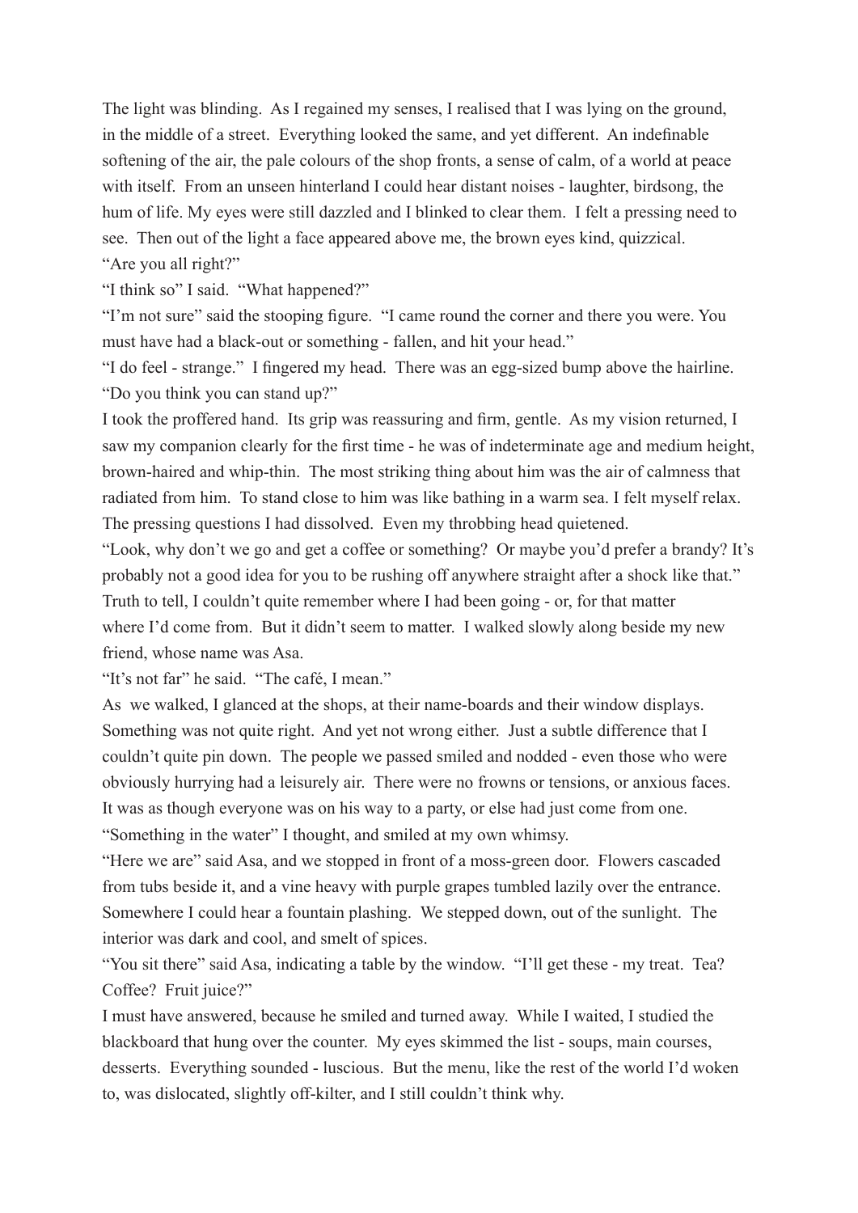The light was blinding. As I regained my senses, I realised that I was lying on the ground, in the middle of a street. Everything looked the same, and yet different. An indefinable softening of the air, the pale colours of the shop fronts, a sense of calm, of a world at peace with itself. From an unseen hinterland I could hear distant noises - laughter, birdsong, the hum of life. My eyes were still dazzled and I blinked to clear them. I felt a pressing need to see. Then out of the light a face appeared above me, the brown eyes kind, quizzical.

"Are you all right?"

"I think so" I said. "What happened?"

"I'm not sure" said the stooping figure. "I came round the corner and there you were. You must have had a black-out or something - fallen, and hit your head."

"I do feel - strange." I fingered my head. There was an egg-sized bump above the hairline.

"Do you think you can stand up?"

I took the proffered hand. Its grip was reassuring and firm, gentle. As my vision returned, I saw my companion clearly for the first time - he was of indeterminate age and medium height, brown-haired and whip-thin. The most striking thing about him was the air of calmness that radiated from him. To stand close to him was like bathing in a warm sea. I felt myself relax. The pressing questions I had dissolved. Even my throbbing head quietened.

"Look, why don't we go and get a coffee or something? Or maybe you'd prefer a brandy? It's probably not a good idea for you to be rushing off anywhere straight after a shock like that."

Truth to tell, I couldn't quite remember where I had been going - or, for that matter where I'd come from. But it didn't seem to matter. I walked slowly along beside my new friend, whose name was Asa.

"It's not far" he said. "The café, I mean."

As we walked, I glanced at the shops, at their name-boards and their window displays. Something was not quite right. And yet not wrong either. Just a subtle difference that I couldn't quite pin down. The people we passed smiled and nodded - even those who were obviously hurrying had a leisurely air. There were no frowns or tensions, or anxious faces. It was as though everyone was on his way to a party, or else had just come from one.

"Something in the water" I thought, and smiled at my own whimsy.

"Here we are" said Asa, and we stopped in front of a moss-green door. Flowers cascaded from tubs beside it, and a vine heavy with purple grapes tumbled lazily over the entrance. Somewhere I could hear a fountain plashing. We stepped down, out of the sunlight. The interior was dark and cool, and smelt of spices.

"You sit there" said Asa, indicating a table by the window. "I'll get these - my treat. Tea? Coffee? Fruit juice?"

I must have answered, because he smiled and turned away. While I waited, I studied the blackboard that hung over the counter. My eyes skimmed the list - soups, main courses, desserts. Everything sounded - luscious. But the menu, like the rest of the world I'd woken to, was dislocated, slightly off-kilter, and I still couldn't think why.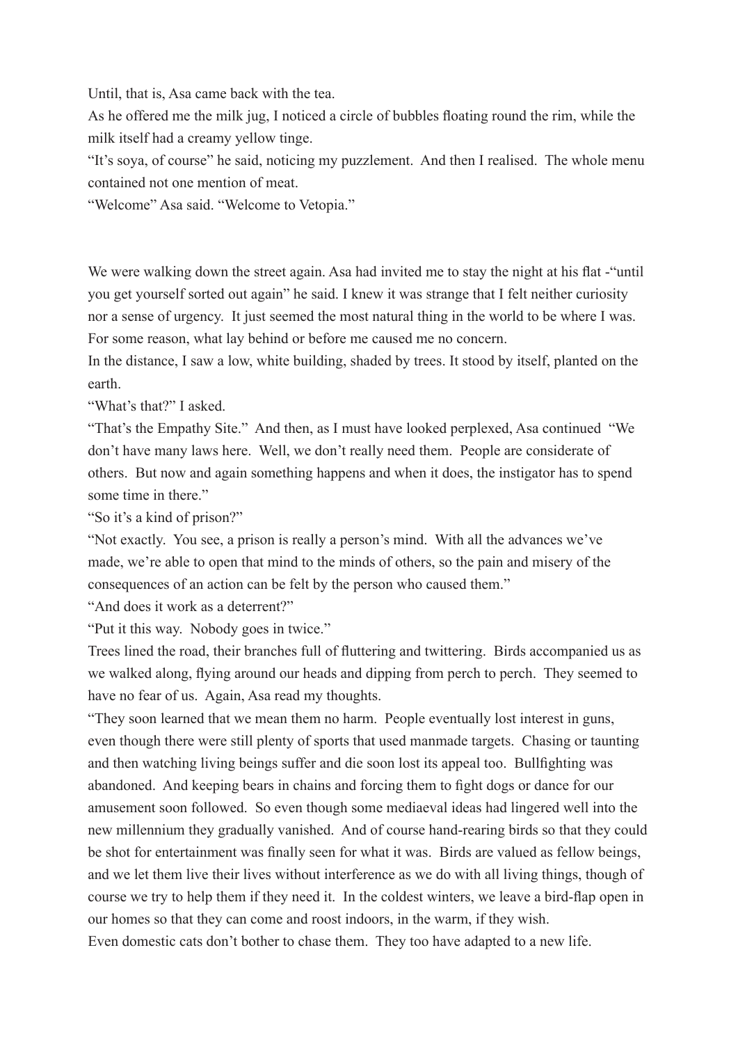Until, that is, Asa came back with the tea.

As he offered me the milk jug, I noticed a circle of bubbles floating round the rim, while the milk itself had a creamy yellow tinge.

"It's soya, of course" he said, noticing my puzzlement. And then I realised. The whole menu contained not one mention of meat.

"Welcome" Asa said. "Welcome to Vetopia."

We were walking down the street again. Asa had invited me to stay the night at his flat -"until you get yourself sorted out again" he said. I knew it was strange that I felt neither curiosity nor a sense of urgency. It just seemed the most natural thing in the world to be where I was. For some reason, what lay behind or before me caused me no concern.

In the distance, I saw a low, white building, shaded by trees. It stood by itself, planted on the earth.

"What's that?" I asked.

"That's the Empathy Site." And then, as I must have looked perplexed, Asa continued "We don't have many laws here. Well, we don't really need them. People are considerate of others. But now and again something happens and when it does, the instigator has to spend some time in there."

"So it's a kind of prison?"

"Not exactly. You see, a prison is really a person's mind. With all the advances we've made, we're able to open that mind to the minds of others, so the pain and misery of the consequences of an action can be felt by the person who caused them."

"And does it work as a deterrent?"

"Put it this way. Nobody goes in twice."

Trees lined the road, their branches full of fluttering and twittering. Birds accompanied us as we walked along, flying around our heads and dipping from perch to perch. They seemed to have no fear of us. Again, Asa read my thoughts.

"They soon learned that we mean them no harm. People eventually lost interest in guns, even though there were still plenty of sports that used manmade targets. Chasing or taunting and then watching living beings suffer and die soon lost its appeal too. Bullfighting was abandoned. And keeping bears in chains and forcing them to fight dogs or dance for our amusement soon followed. So even though some mediaeval ideas had lingered well into the new millennium they gradually vanished. And of course hand-rearing birds so that they could be shot for entertainment was finally seen for what it was. Birds are valued as fellow beings, and we let them live their lives without interference as we do with all living things, though of course we try to help them if they need it. In the coldest winters, we leave a bird-flap open in our homes so that they can come and roost indoors, in the warm, if they wish.

Even domestic cats don't bother to chase them. They too have adapted to a new life.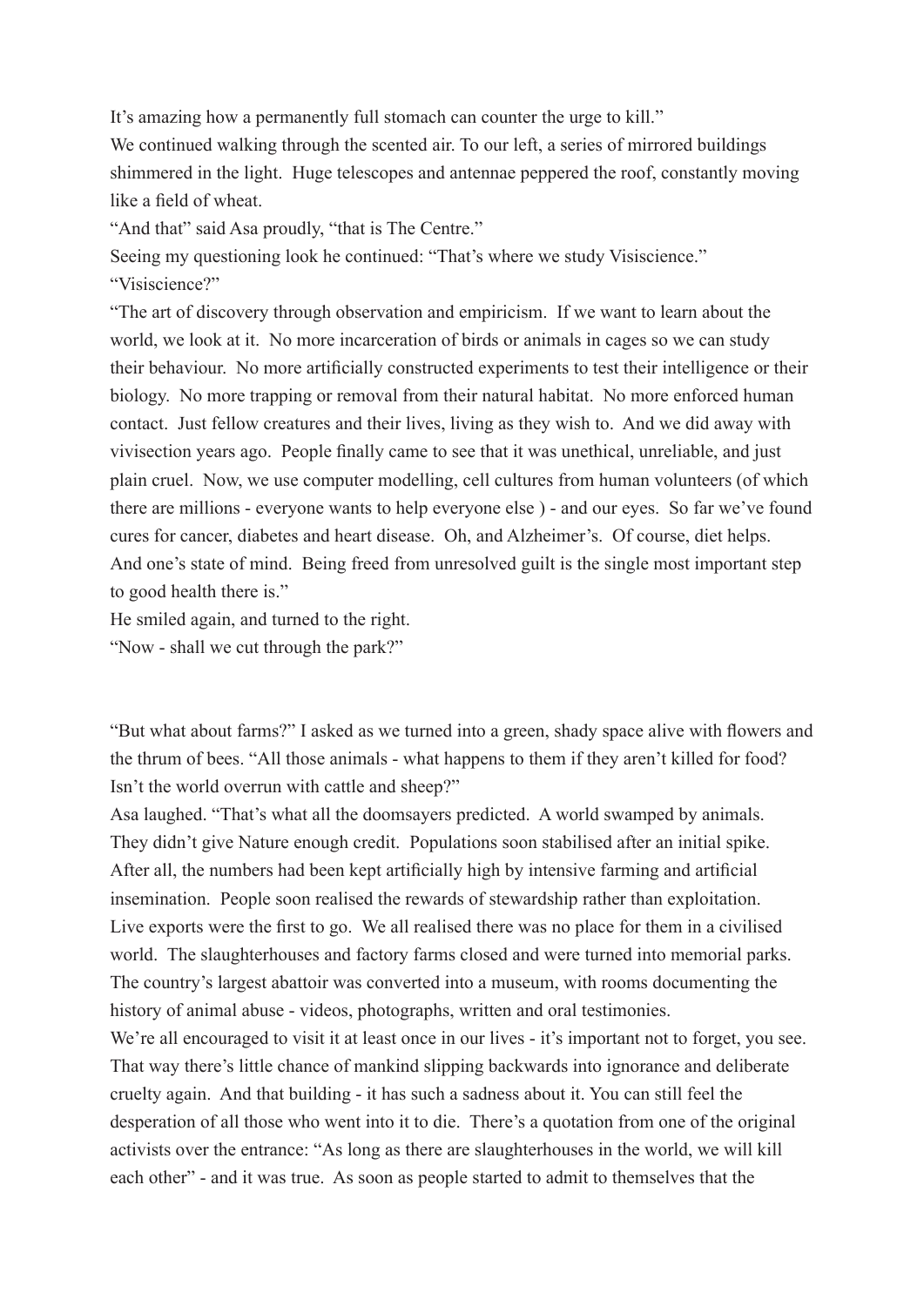It’s amazing how a permanently full stomach can counter the urge to kill.”

We continued walking through the scented air. To our left, a series of mirrored buildings shimmered in the light. Huge telescopes and antennae peppered the roof, constantly moving like a field of wheat.

“And that” said Asa proudly, “that is The Centre.”

Seeing my questioning look he continued: “That’s where we study Visiscience.”

“Visiscience?”

“The art of discovery through observation and empiricism. If we want to learn about the world, we look at it. No more incarceration of birds or animals in cages so we can study their behaviour. No more artificially constructed experiments to test their intelligence or their biology. No more trapping or removal from their natural habitat. No more enforced human contact. Just fellow creatures and their lives, living as they wish to. And we did away with vivisection years ago. People finally came to see that it was unethical, unreliable, and just plain cruel. Now, we use computer modelling, cell cultures from human volunteers (of which there are millions - everyone wants to help everyone else ) - and our eyes. So far we’ve found cures for cancer, diabetes and heart disease. Oh, and Alzheimer’s. Of course, diet helps. And one’s state of mind. Being freed from unresolved guilt is the single most important step to good health there is.”

He smiled again, and turned to the right.

“Now - shall we cut through the park?”

“But what about farms?” I asked as we turned into a green, shady space alive with flowers and the thrum of bees. “All those animals - what happens to them if they aren’t killed for food? Isn’t the world overrun with cattle and sheep?”

Asa laughed. “That’s what all the doomsayers predicted. A world swamped by animals. They didn’t give Nature enough credit. Populations soon stabilised after an initial spike. After all, the numbers had been kept artificially high by intensive farming and artificial insemination. People soon realised the rewards of stewardship rather than exploitation. Live exports were the first to go. We all realised there was no place for them in a civilised world. The slaughterhouses and factory farms closed and were turned into memorial parks. The country’s largest abattoir was converted into a museum, with rooms documenting the history of animal abuse - videos, photographs, written and oral testimonies.

We’re all encouraged to visit it at least once in our lives - it’s important not to forget, you see. That way there’s little chance of mankind slipping backwards into ignorance and deliberate cruelty again. And that building - it has such a sadness about it. You can still feel the desperation of all those who went into it to die. There’s a quotation from one of the original activists over the entrance: “As long as there are slaughterhouses in the world, we will kill each other” - and it was true. As soon as people started to admit to themselves that the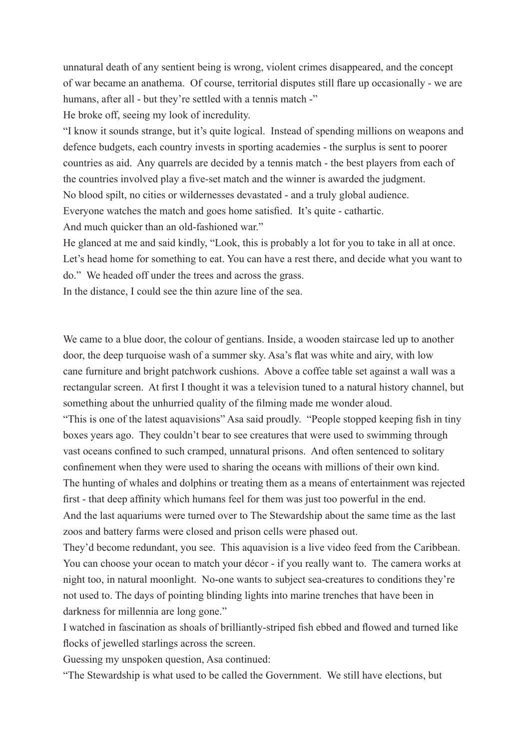unnatural death of any sentient being is wrong, violent crimes disappeared, and the concept of war became an anathema. Of course, territorial disputes still flare up occasionally - we are humans, after all - but they're settled with a tennis match -"

He broke off, seeing my look of incredulity.

"I know it sounds strange, but it's quite logical. Instead of spending millions on weapons and defence budgets, each country invests in sporting academies - the surplus is sent to poorer countries as aid. Any quarrels are decided by a tennis match - the best players from each of the countries involved play a five-set match and the winner is awarded the judgment.

No blood spilt, no cities or wildernesses devastated - and a truly global audience.

Everyone watches the match and goes home satisfied. It's quite - cathartic.

And much quicker than an old-fashioned war."

He glanced at me and said kindly, "Look, this is probably a lot for you to take in all at once. Let's head home for something to eat. You can have a rest there, and decide what you want to do." We headed off under the trees and across the grass.

In the distance, I could see the thin azure line of the sea.

We came to a blue door, the colour of gentians. Inside, a wooden staircase led up to another door, the deep turquoise wash of a summer sky. Asa's flat was white and airy, with low cane furniture and bright patchwork cushions. Above a coffee table set against a wall was a rectangular screen. At first I thought it was a television tuned to a natural history channel, but something about the unhurried quality of the filming made me wonder aloud.

"This is one of the latest aquavisions" Asa said proudly. "People stopped keeping fish in tiny boxes years ago. They couldn't bear to see creatures that were used to swimming through vast oceans confined to such cramped, unnatural prisons. And often sentenced to solitary confinement when they were used to sharing the oceans with millions of their own kind.

The hunting of whales and dolphins or treating them as a means of entertainment was rejected first - that deep affinity which humans feel for them was just too powerful in the end.

And the last aquariums were turned over to The Stewardship about the same time as the last zoos and battery farms were closed and prison cells were phased out.

They'd become redundant, you see. This aquavision is a live video feed from the Caribbean. You can choose your ocean to match your décor - if you really want to. The camera works at night too, in natural moonlight. No-one wants to subject sea-creatures to conditions they're not used to. The days of pointing blinding lights into marine trenches that have been in darkness for millennia are long gone."

I watched in fascination as shoals of brilliantly-striped fish ebbed and flowed and turned like flocks of jewelled starlings across the screen.

Guessing my unspoken question, Asa continued:

"The Stewardship is what used to be called the Government. We still have elections, but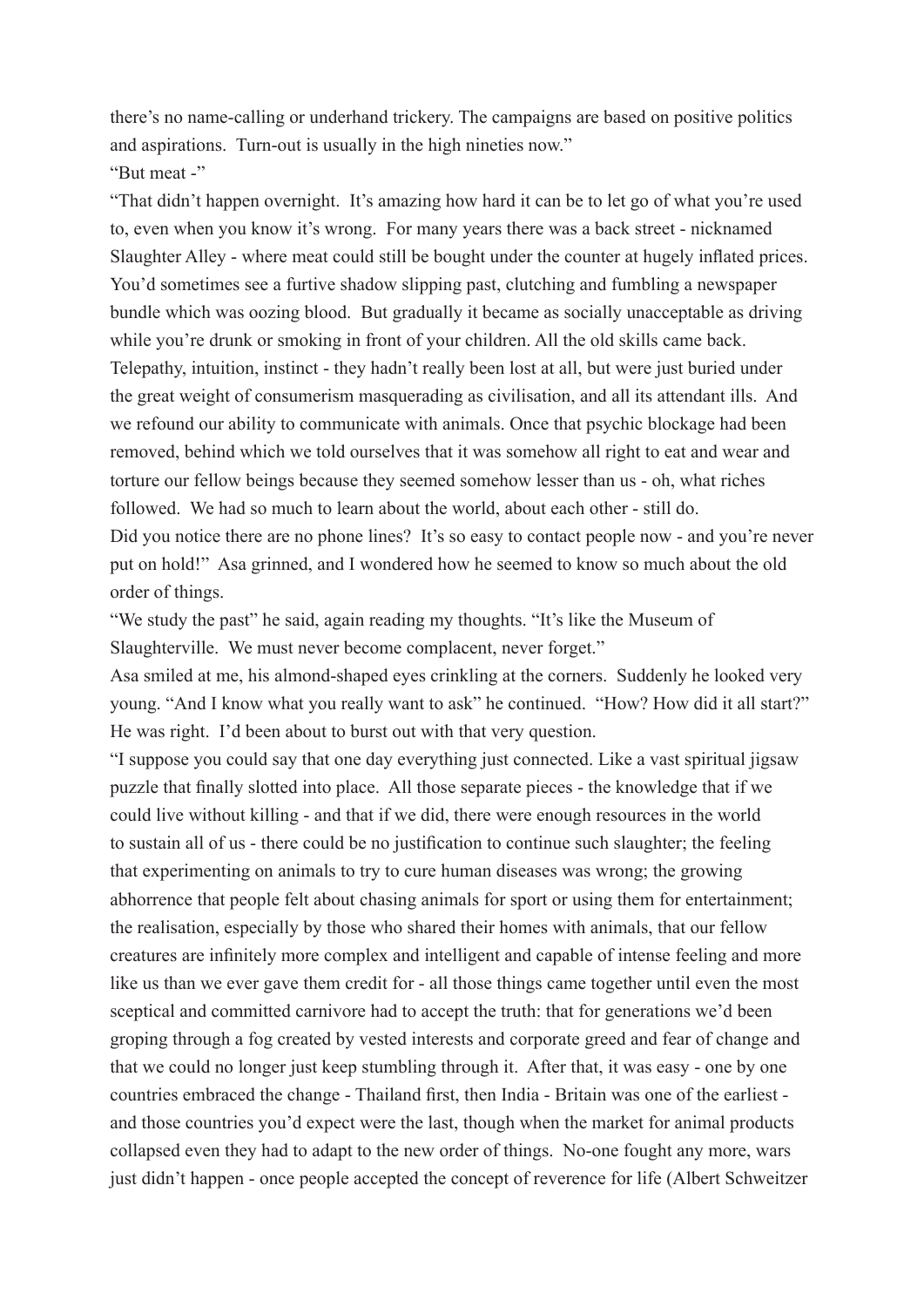there's no name-calling or underhand trickery. The campaigns are based on positive politics and aspirations. Turn-out is usually in the high nineties now."

"But meat -"

"That didn't happen overnight. It's amazing how hard it can be to let go of what you're used to, even when you know it's wrong. For many years there was a back street - nicknamed Slaughter Alley - where meat could still be bought under the counter at hugely inflated prices. You'd sometimes see a furtive shadow slipping past, clutching and fumbling a newspaper bundle which was oozing blood. But gradually it became as socially unacceptable as driving while you're drunk or smoking in front of your children. All the old skills came back. Telepathy, intuition, instinct - they hadn't really been lost at all, but were just buried under the great weight of consumerism masquerading as civilisation, and all its attendant ills. And we refound our ability to communicate with animals. Once that psychic blockage had been removed, behind which we told ourselves that it was somehow all right to eat and wear and torture our fellow beings because they seemed somehow lesser than us - oh, what riches followed. We had so much to learn about the world, about each other - still do.

Did you notice there are no phone lines? It's so easy to contact people now - and you're never put on hold!" Asa grinned, and I wondered how he seemed to know so much about the old order of things.

"We study the past" he said, again reading my thoughts. "It's like the Museum of Slaughterville. We must never become complacent, never forget."

Asa smiled at me, his almond-shaped eyes crinkling at the corners. Suddenly he looked very young. "And I know what you really want to ask" he continued. "How? How did it all start?"

He was right. I'd been about to burst out with that very question.

"I suppose you could say that one day everything just connected. Like a vast spiritual jigsaw puzzle that finally slotted into place. All those separate pieces - the knowledge that if we could live without killing - and that if we did, there were enough resources in the world to sustain all of us - there could be no justification to continue such slaughter; the feeling that experimenting on animals to try to cure human diseases was wrong; the growing abhorrence that people felt about chasing animals for sport or using them for entertainment; the realisation, especially by those who shared their homes with animals, that our fellow creatures are infinitely more complex and intelligent and capable of intense feeling and more like us than we ever gave them credit for - all those things came together until even the most sceptical and committed carnivore had to accept the truth: that for generations we'd been groping through a fog created by vested interests and corporate greed and fear of change and that we could no longer just keep stumbling through it. After that, it was easy - one by one countries embraced the change - Thailand first, then India - Britain was one of the earliest - and those countries you'd expect were the last, though when the market for animal products collapsed even they had to adapt to the new order of things. No-one fought any more, wars just didn't happen - once people accepted the concept of reverence for life (Albert Schweitzer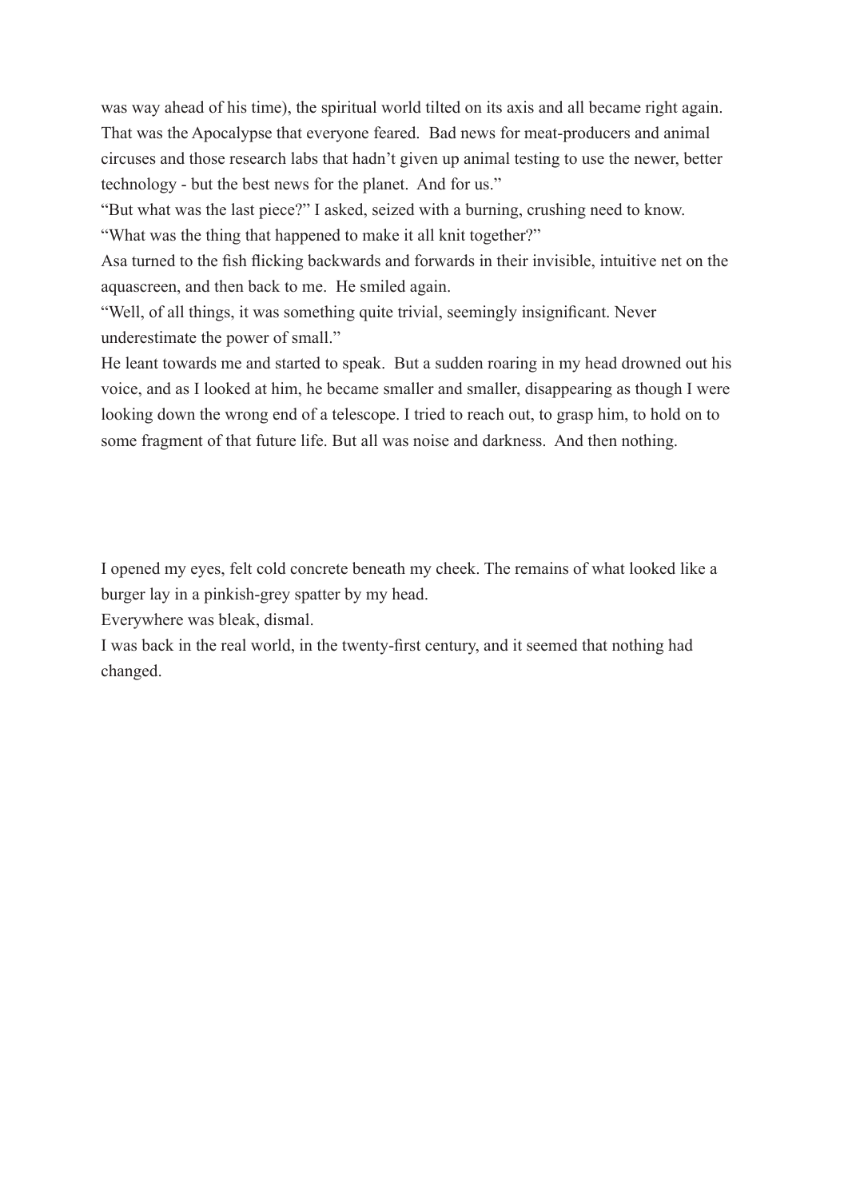was way ahead of his time), the spiritual world tilted on its axis and all became right again. That was the Apocalypse that everyone feared. Bad news for meat-producers and animal circuses and those research labs that hadn't given up animal testing to use the newer, better technology - but the best news for the planet. And for us."

"But what was the last piece?" I asked, seized with a burning, crushing need to know.

"What was the thing that happened to make it all knit together?"

Asa turned to the fish flicking backwards and forwards in their invisible, intuitive net on the aquascreen, and then back to me. He smiled again.

"Well, of all things, it was something quite trivial, seemingly insignificant. Never underestimate the power of small."

He leant towards me and started to speak. But a sudden roaring in my head drowned out his voice, and as I looked at him, he became smaller and smaller, disappearing as though I were looking down the wrong end of a telescope. I tried to reach out, to grasp him, to hold on to some fragment of that future life. But all was noise and darkness. And then nothing.

I opened my eyes, felt cold concrete beneath my cheek. The remains of what looked like a burger lay in a pinkish-grey spatter by my head.

Everywhere was bleak, dismal.

I was back in the real world, in the twenty-first century, and it seemed that nothing had changed.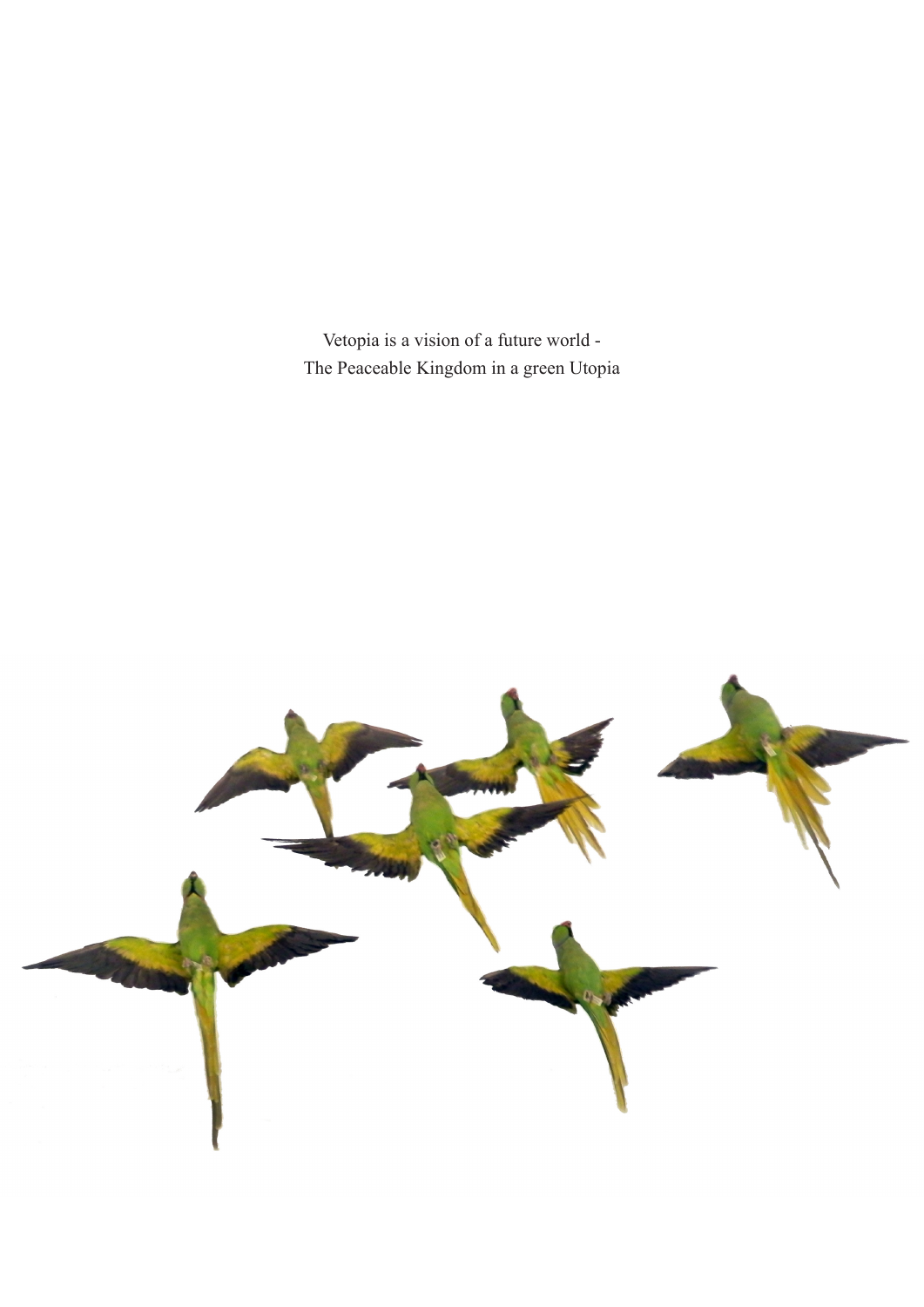Vetopia is a vision of a future world -
The Peaceable Kingdom in a green Utopia